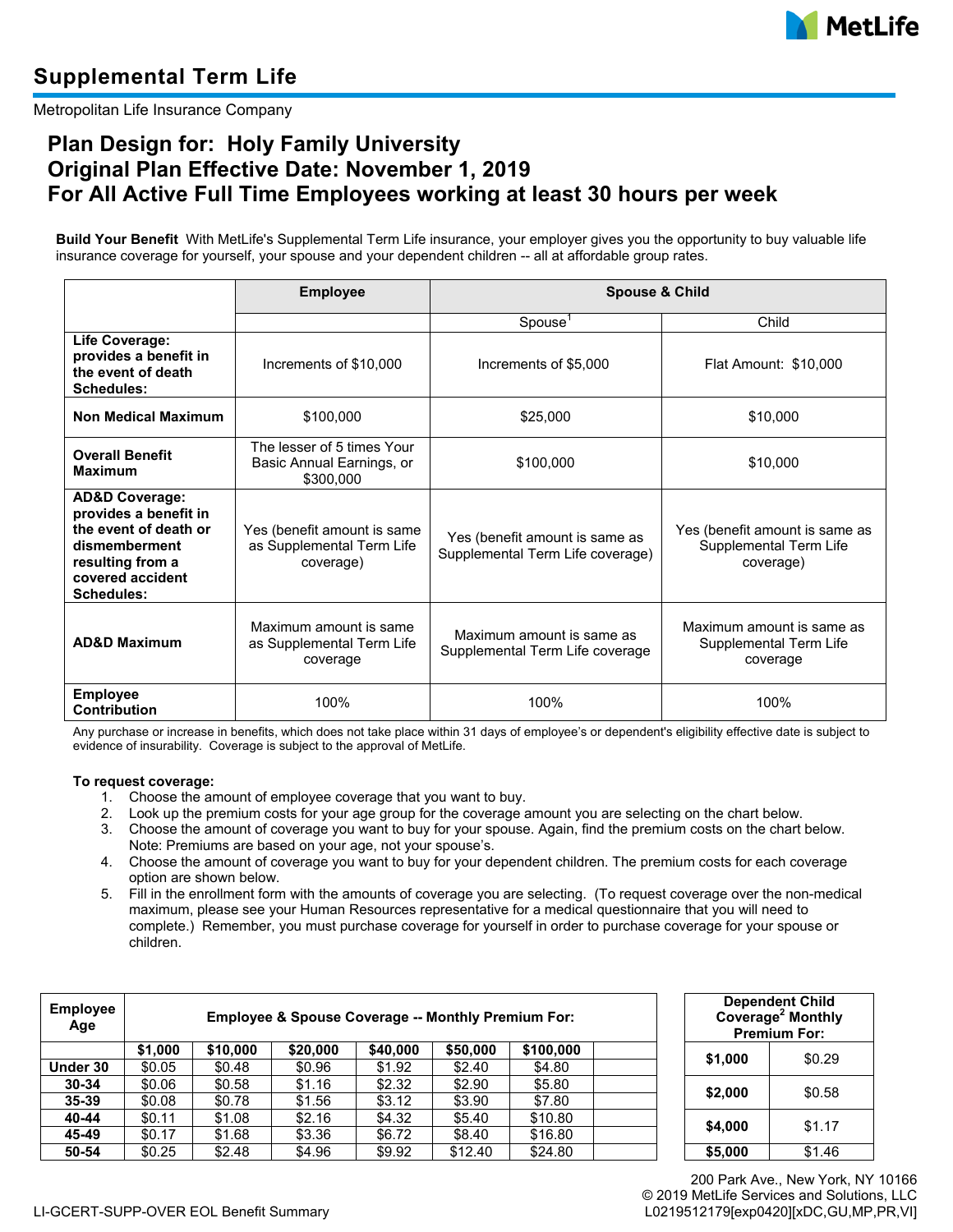MetLife

# Supplemental Term Life

Metropolitan Life Insurance Company

## Plan Design for: Holy Family University
## Original Plan Effective Date: November 1, 2019
## For All Active Full Time Employees working at least 30 hours per week

**Build Your Benefit** With MetLife's Supplemental Term Life insurance, your employer gives you the opportunity to buy valuable life insurance coverage for yourself, your spouse and your dependent children -- all at affordable group rates.

| | Employee | Spouse & Child | |
|---|---|---|---|
| | | Spouse[1] | Child |
| **Life Coverage: provides a benefit in the event of death Schedules:** | Increments of $10,000 | Increments of $5,000 | Flat Amount: $10,000 |
| **Non Medical Maximum** | $100,000 | $25,000 | $10,000 |
| **Overall Benefit Maximum** | The lesser of 5 times Your Basic Annual Earnings, or $300,000 | $100,000 | $10,000 |
| **AD&D Coverage: provides a benefit in the event of death or dismemberment resulting from a covered accident Schedules:** | Yes (benefit amount is same as Supplemental Term Life coverage) | Yes (benefit amount is same as Supplemental Term Life coverage) | Yes (benefit amount is same as Supplemental Term Life coverage) |
| **AD&D Maximum** | Maximum amount is same as Supplemental Term Life coverage | Maximum amount is same as Supplemental Term Life coverage | Maximum amount is same as Supplemental Term Life coverage |
| **Employee Contribution** | 100% | 100% | 100% |

Any purchase or increase in benefits, which does not take place within 31 days of employee's or dependent's eligibility effective date is subject to evidence of insurability. Coverage is subject to the approval of MetLife.

**To request coverage:**

1. Choose the amount of employee coverage that you want to buy.
2. Look up the premium costs for your age group for the coverage amount you are selecting on the chart below.
3. Choose the amount of coverage you want to buy for your spouse. Again, find the premium costs on the chart below. Note: Premiums are based on your age, not your spouse's.
4. Choose the amount of coverage you want to buy for your dependent children. The premium costs for each coverage option are shown below.
5. Fill in the enrollment form with the amounts of coverage you are selecting. (To request coverage over the non-medical maximum, please see your Human Resources representative for a medical questionnaire that you will need to complete.) Remember, you must purchase coverage for yourself in order to purchase coverage for your spouse or children.

| Employee Age | Employee & Spouse Coverage -- Monthly Premium For: | | | | | | |
|---|---|---|---|---|---|---|---|
| | **$1,000** | **$10,000** | **$20,000** | **$40,000** | **$50,000** | **$100,000** | |
| **Under 30** | $0.05 | $0.48 | $0.96 | $1.92 | $2.40 | $4.80 | |
| **30-34** | $0.06 | $0.58 | $1.16 | $2.32 | $2.90 | $5.80 | |
| **35-39** | $0.08 | $0.78 | $1.56 | $3.12 | $3.90 | $7.80 | |
| **40-44** | $0.11 | $1.08 | $2.16 | $4.32 | $5.40 | $10.80 | |
| **45-49** | $0.17 | $1.68 | $3.36 | $6.72 | $8.40 | $16.80 | |
| **50-54** | $0.25 | $2.48 | $4.96 | $9.92 | $12.40 | $24.80 | |

| Dependent Child Coverage[2] Monthly Premium For: | |
|---|---|
| **$1,000** | $0.29 |
| **$2,000** | $0.58 |
| **$4,000** | $1.17 |
| **$5,000** | $1.46 |

200 Park Ave., New York, NY 10166
© 2019 MetLife Services and Solutions, LLC
L0219512179[exp0420][xDC,GU,MP,PR,VI]

LI-GCERT-SUPP-OVER EOL Benefit Summary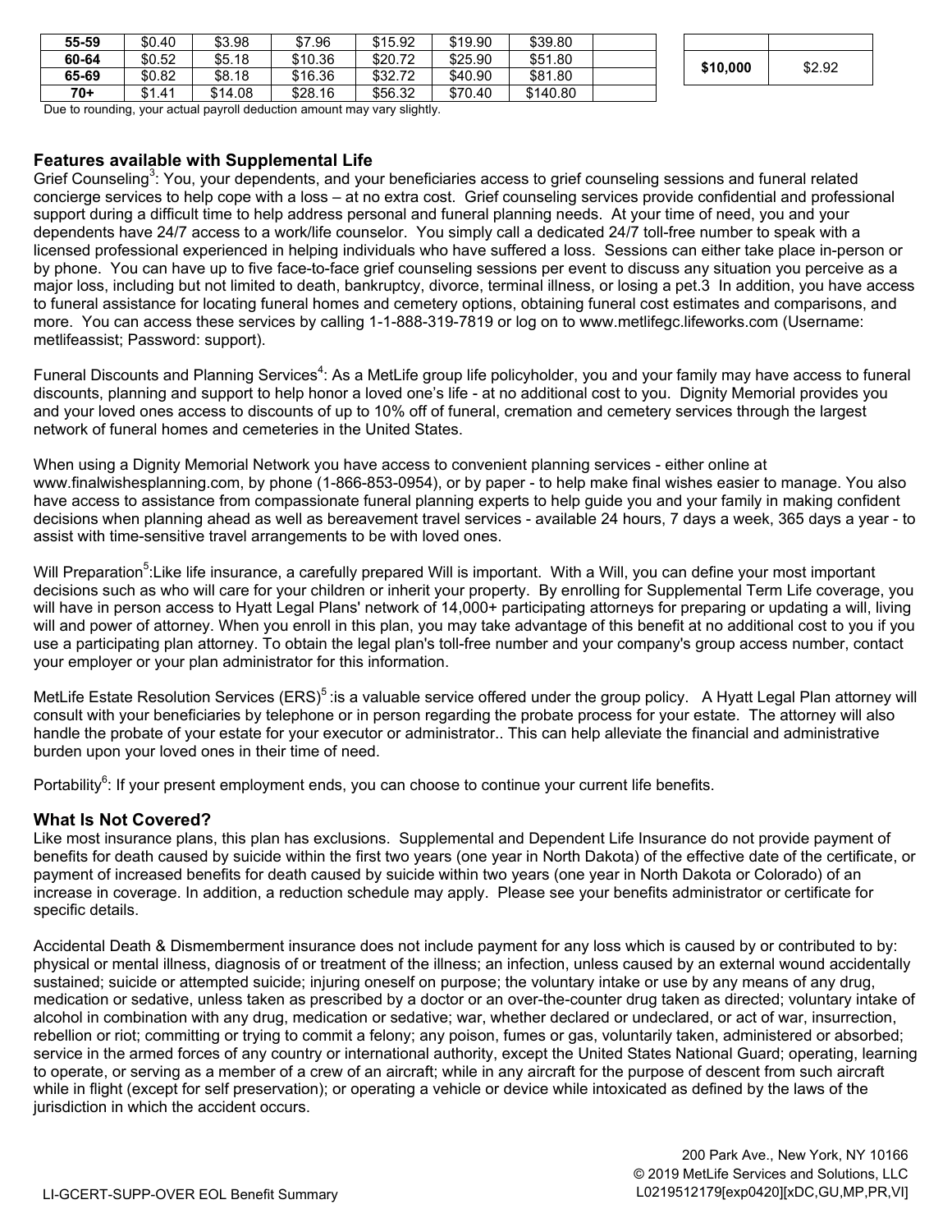| 55-59 | $0.40 | $3.98 | $7.96 | $15.92 | $19.90 | $39.80 | |
|---|---|---|---|---|---|---|---|
| 60-64 | $0.52 | $5.18 | $10.36 | $20.72 | $25.90 | $51.80 | |
| 65-69 | $0.82 | $8.18 | $16.36 | $32.72 | $40.90 | $81.80 | |
| 70+ | $1.41 | $14.08 | $28.16 | $56.32 | $70.40 | $140.80 | |

| | |
|---|---|
| **$10,000** | $2.92 |

Due to rounding, your actual payroll deduction amount may vary slightly.

## Features available with Supplemental Life

Grief Counseling[3]: You, your dependents, and your beneficiaries access to grief counseling sessions and funeral related concierge services to help cope with a loss – at no extra cost. Grief counseling services provide confidential and professional support during a difficult time to help address personal and funeral planning needs. At your time of need, you and your dependents have 24/7 access to a work/life counselor. You simply call a dedicated 24/7 toll-free number to speak with a licensed professional experienced in helping individuals who have suffered a loss. Sessions can either take place in-person or by phone. You can have up to five face-to-face grief counseling sessions per event to discuss any situation you perceive as a major loss, including but not limited to death, bankruptcy, divorce, terminal illness, or losing a pet.3 In addition, you have access to funeral assistance for locating funeral homes and cemetery options, obtaining funeral cost estimates and comparisons, and more. You can access these services by calling 1-1-888-319-7819 or log on to www.metlifegc.lifeworks.com (Username: metlifeassist; Password: support).

Funeral Discounts and Planning Services[4]: As a MetLife group life policyholder, you and your family may have access to funeral discounts, planning and support to help honor a loved one's life - at no additional cost to you. Dignity Memorial provides you and your loved ones access to discounts of up to 10% off of funeral, cremation and cemetery services through the largest network of funeral homes and cemeteries in the United States.

When using a Dignity Memorial Network you have access to convenient planning services - either online at www.finalwishesplanning.com, by phone (1-866-853-0954), or by paper - to help make final wishes easier to manage. You also have access to assistance from compassionate funeral planning experts to help guide you and your family in making confident decisions when planning ahead as well as bereavement travel services - available 24 hours, 7 days a week, 365 days a year - to assist with time-sensitive travel arrangements to be with loved ones.

Will Preparation[5]:Like life insurance, a carefully prepared Will is important. With a Will, you can define your most important decisions such as who will care for your children or inherit your property. By enrolling for Supplemental Term Life coverage, you will have in person access to Hyatt Legal Plans' network of 14,000+ participating attorneys for preparing or updating a will, living will and power of attorney. When you enroll in this plan, you may take advantage of this benefit at no additional cost to you if you use a participating plan attorney. To obtain the legal plan's toll-free number and your company's group access number, contact your employer or your plan administrator for this information.

MetLife Estate Resolution Services (ERS)[5] :is a valuable service offered under the group policy. A Hyatt Legal Plan attorney will consult with your beneficiaries by telephone or in person regarding the probate process for your estate. The attorney will also handle the probate of your estate for your executor or administrator.. This can help alleviate the financial and administrative burden upon your loved ones in their time of need.

Portability[6]: If your present employment ends, you can choose to continue your current life benefits.

## What Is Not Covered?

Like most insurance plans, this plan has exclusions. Supplemental and Dependent Life Insurance do not provide payment of benefits for death caused by suicide within the first two years (one year in North Dakota) of the effective date of the certificate, or payment of increased benefits for death caused by suicide within two years (one year in North Dakota or Colorado) of an increase in coverage. In addition, a reduction schedule may apply. Please see your benefits administrator or certificate for specific details.

Accidental Death & Dismemberment insurance does not include payment for any loss which is caused by or contributed to by: physical or mental illness, diagnosis of or treatment of the illness; an infection, unless caused by an external wound accidentally sustained; suicide or attempted suicide; injuring oneself on purpose; the voluntary intake or use by any means of any drug, medication or sedative, unless taken as prescribed by a doctor or an over-the-counter drug taken as directed; voluntary intake of alcohol in combination with any drug, medication or sedative; war, whether declared or undeclared, or act of war, insurrection, rebellion or riot; committing or trying to commit a felony; any poison, fumes or gas, voluntarily taken, administered or absorbed; service in the armed forces of any country or international authority, except the United States National Guard; operating, learning to operate, or serving as a member of a crew of an aircraft; while in any aircraft for the purpose of descent from such aircraft while in flight (except for self preservation); or operating a vehicle or device while intoxicated as defined by the laws of the jurisdiction in which the accident occurs.

200 Park Ave., New York, NY 10166
© 2019 MetLife Services and Solutions, LLC
L0219512179[exp0420][xDC,GU,MP,PR,VI]

LI-GCERT-SUPP-OVER EOL Benefit Summary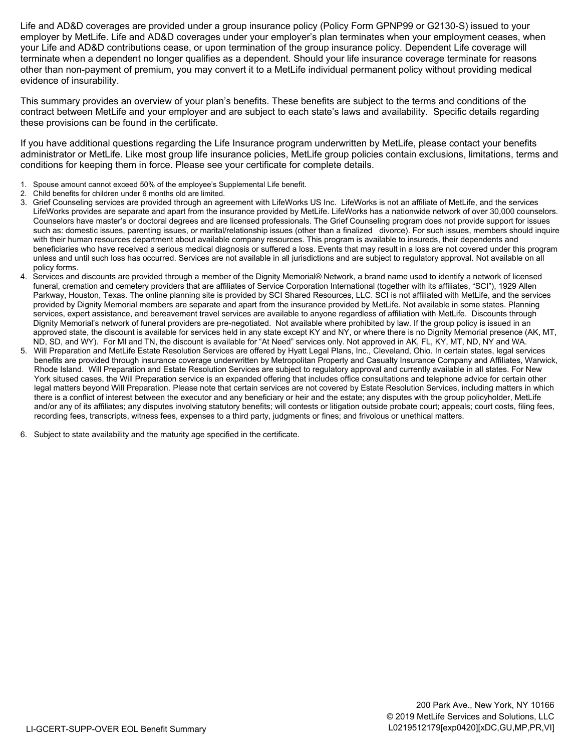Life and AD&D coverages are provided under a group insurance policy (Policy Form GPNP99 or G2130-S) issued to your employer by MetLife. Life and AD&D coverages under your employer's plan terminates when your employment ceases, when your Life and AD&D contributions cease, or upon termination of the group insurance policy. Dependent Life coverage will terminate when a dependent no longer qualifies as a dependent. Should your life insurance coverage terminate for reasons other than non-payment of premium, you may convert it to a MetLife individual permanent policy without providing medical evidence of insurability.

This summary provides an overview of your plan's benefits. These benefits are subject to the terms and conditions of the contract between MetLife and your employer and are subject to each state's laws and availability. Specific details regarding these provisions can be found in the certificate.

If you have additional questions regarding the Life Insurance program underwritten by MetLife, please contact your benefits administrator or MetLife. Like most group life insurance policies, MetLife group policies contain exclusions, limitations, terms and conditions for keeping them in force. Please see your certificate for complete details.

1. Spouse amount cannot exceed 50% of the employee's Supplemental Life benefit.
2. Child benefits for children under 6 months old are limited.
3. Grief Counseling services are provided through an agreement with LifeWorks US Inc. LifeWorks is not an affiliate of MetLife, and the services LifeWorks provides are separate and apart from the insurance provided by MetLife. LifeWorks has a nationwide network of over 30,000 counselors. Counselors have master's or doctoral degrees and are licensed professionals. The Grief Counseling program does not provide support for issues such as: domestic issues, parenting issues, or marital/relationship issues (other than a finalized divorce). For such issues, members should inquire with their human resources department about available company resources. This program is available to insureds, their dependents and beneficiaries who have received a serious medical diagnosis or suffered a loss. Events that may result in a loss are not covered under this program unless and until such loss has occurred. Services are not available in all jurisdictions and are subject to regulatory approval. Not available on all policy forms.
4. Services and discounts are provided through a member of the Dignity Memorial® Network, a brand name used to identify a network of licensed funeral, cremation and cemetery providers that are affiliates of Service Corporation International (together with its affiliates, "SCI"), 1929 Allen Parkway, Houston, Texas. The online planning site is provided by SCI Shared Resources, LLC. SCI is not affiliated with MetLife, and the services provided by Dignity Memorial members are separate and apart from the insurance provided by MetLife. Not available in some states. Planning services, expert assistance, and bereavement travel services are available to anyone regardless of affiliation with MetLife. Discounts through Dignity Memorial's network of funeral providers are pre-negotiated. Not available where prohibited by law. If the group policy is issued in an approved state, the discount is available for services held in any state except KY and NY, or where there is no Dignity Memorial presence (AK, MT, ND, SD, and WY). For MI and TN, the discount is available for "At Need" services only. Not approved in AK, FL, KY, MT, ND, NY and WA.
5. Will Preparation and MetLife Estate Resolution Services are offered by Hyatt Legal Plans, Inc., Cleveland, Ohio. In certain states, legal services benefits are provided through insurance coverage underwritten by Metropolitan Property and Casualty Insurance Company and Affiliates, Warwick, Rhode Island. Will Preparation and Estate Resolution Services are subject to regulatory approval and currently available in all states. For New York sitused cases, the Will Preparation service is an expanded offering that includes office consultations and telephone advice for certain other legal matters beyond Will Preparation. Please note that certain services are not covered by Estate Resolution Services, including matters in which there is a conflict of interest between the executor and any beneficiary or heir and the estate; any disputes with the group policyholder, MetLife and/or any of its affiliates; any disputes involving statutory benefits; will contests or litigation outside probate court; appeals; court costs, filing fees, recording fees, transcripts, witness fees, expenses to a third party, judgments or fines; and frivolous or unethical matters.
6. Subject to state availability and the maturity age specified in the certificate.

200 Park Ave., New York, NY 10166
© 2019 MetLife Services and Solutions, LLC
L0219512179[exp0420][xDC,GU,MP,PR,VI]

LI-GCERT-SUPP-OVER EOL Benefit Summary